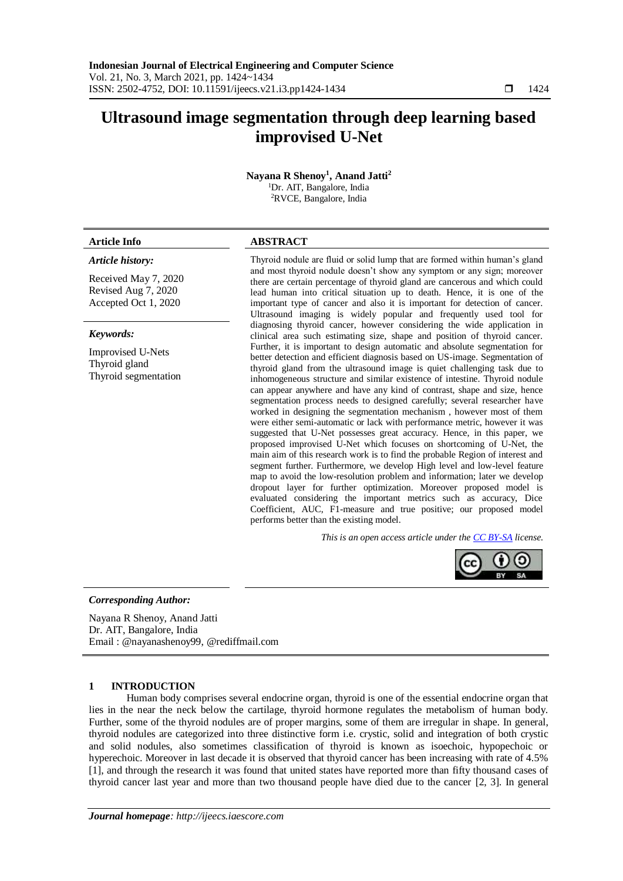# Ultrasound image segmentation through deep learning based improvised U-Net

**Nayana R Shenoy[1], Anand Jatti[2]**

[1]Dr. AIT, Bangalore, India
[2]RVCE, Bangalore, India

### Article Info

***Article history:***

Received May 7, 2020
Revised Aug 7, 2020
Accepted Oct 1, 2020

***Keywords:***

Improvised U-Nets
Thyroid gland
Thyroid segmentation

### ABSTRACT

Thyroid nodule are fluid or solid lump that are formed within human's gland and most thyroid nodule doesn't show any symptom or any sign; moreover there are certain percentage of thyroid gland are cancerous and which could lead human into critical situation up to death. Hence, it is one of the important type of cancer and also it is important for detection of cancer. Ultrasound imaging is widely popular and frequently used tool for diagnosing thyroid cancer, however considering the wide application in clinical area such estimating size, shape and position of thyroid cancer. Further, it is important to design automatic and absolute segmentation for better detection and efficient diagnosis based on US-image. Segmentation of thyroid gland from the ultrasound image is quiet challenging task due to inhomogeneous structure and similar existence of intestine. Thyroid nodule can appear anywhere and have any kind of contrast, shape and size, hence segmentation process needs to designed carefully; several researcher have worked in designing the segmentation mechanism , however most of them were either semi-automatic or lack with performance metric, however it was suggested that U-Net possesses great accuracy. Hence, in this paper, we proposed improvised U-Net which focuses on shortcoming of U-Net, the main aim of this research work is to find the probable Region of interest and segment further. Furthermore, we develop High level and low-level feature map to avoid the low-resolution problem and information; later we develop dropout layer for further optimization. Moreover proposed model is evaluated considering the important metrics such as accuracy, Dice Coefficient, AUC, F1-measure and true positive; our proposed model performs better than the existing model.

*This is an open access article under the CC BY-SA license.*

***Corresponding Author:***

Nayana R Shenoy, Anand Jatti
Dr. AIT, Bangalore, India
Email : @nayanashenoy99, @rediffmail.com

## 1 INTRODUCTION

Human body comprises several endocrine organ, thyroid is one of the essential endocrine organ that lies in the near the neck below the cartilage, thyroid hormone regulates the metabolism of human body. Further, some of the thyroid nodules are of proper margins, some of them are irregular in shape. In general, thyroid nodules are categorized into three distinctive form i.e. crystic, solid and integration of both crystic and solid nodules, also sometimes classification of thyroid is known as isoechoic, hypopechoic or hyperechoic. Moreover in last decade it is observed that thyroid cancer has been increasing with rate of 4.5% [1], and through the research it was found that united states have reported more than fifty thousand cases of thyroid cancer last year and more than two thousand people have died due to the cancer [2, 3]. In general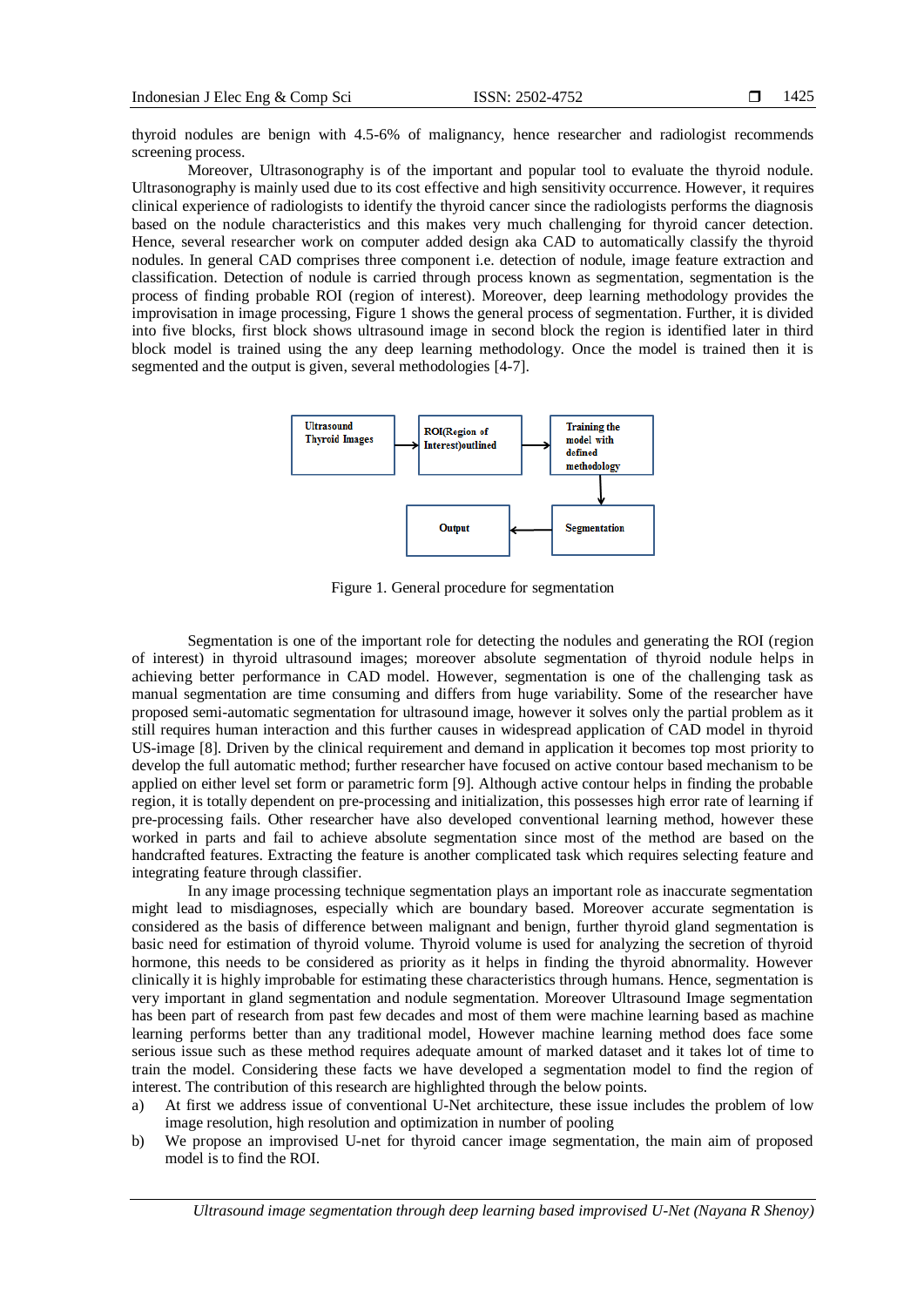thyroid nodules are benign with 4.5-6% of malignancy, hence researcher and radiologist recommends screening process.

Moreover, Ultrasonography is of the important and popular tool to evaluate the thyroid nodule. Ultrasonography is mainly used due to its cost effective and high sensitivity occurrence. However, it requires clinical experience of radiologists to identify the thyroid cancer since the radiologists performs the diagnosis based on the nodule characteristics and this makes very much challenging for thyroid cancer detection. Hence, several researcher work on computer added design aka CAD to automatically classify the thyroid nodules. In general CAD comprises three component i.e. detection of nodule, image feature extraction and classification. Detection of nodule is carried through process known as segmentation, segmentation is the process of finding probable ROI (region of interest). Moreover, deep learning methodology provides the improvisation in image processing, Figure 1 shows the general process of segmentation. Further, it is divided into five blocks, first block shows ultrasound image in second block the region is identified later in third block model is trained using the any deep learning methodology. Once the model is trained then it is segmented and the output is given, several methodologies [4-7].

```
Ultrasound Thyroid Images → ROI(Region of Interest)outlined → Training the model with defined methodology
                                                                        ↓
                                           Output ← Segmentation
```

Figure 1. General procedure for segmentation

Segmentation is one of the important role for detecting the nodules and generating the ROI (region of interest) in thyroid ultrasound images; moreover absolute segmentation of thyroid nodule helps in achieving better performance in CAD model. However, segmentation is one of the challenging task as manual segmentation are time consuming and differs from huge variability. Some of the researcher have proposed semi-automatic segmentation for ultrasound image, however it solves only the partial problem as it still requires human interaction and this further causes in widespread application of CAD model in thyroid US-image [8]. Driven by the clinical requirement and demand in application it becomes top most priority to develop the full automatic method; further researcher have focused on active contour based mechanism to be applied on either level set form or parametric form [9]. Although active contour helps in finding the probable region, it is totally dependent on pre-processing and initialization, this possesses high error rate of learning if pre-processing fails. Other researcher have also developed conventional learning method, however these worked in parts and fail to achieve absolute segmentation since most of the method are based on the handcrafted features. Extracting the feature is another complicated task which requires selecting feature and integrating feature through classifier.

In any image processing technique segmentation plays an important role as inaccurate segmentation might lead to misdiagnoses, especially which are boundary based. Moreover accurate segmentation is considered as the basis of difference between malignant and benign, further thyroid gland segmentation is basic need for estimation of thyroid volume. Thyroid volume is used for analyzing the secretion of thyroid hormone, this needs to be considered as priority as it helps in finding the thyroid abnormality. However clinically it is highly improbable for estimating these characteristics through humans. Hence, segmentation is very important in gland segmentation and nodule segmentation. Moreover Ultrasound Image segmentation has been part of research from past few decades and most of them were machine learning based as machine learning performs better than any traditional model, However machine learning method does face some serious issue such as these method requires adequate amount of marked dataset and it takes lot of time to train the model. Considering these facts we have developed a segmentation model to find the region of interest. The contribution of this research are highlighted through the below points.

a) At first we address issue of conventional U-Net architecture, these issue includes the problem of low image resolution, high resolution and optimization in number of pooling
b) We propose an improvised U-net for thyroid cancer image segmentation, the main aim of proposed model is to find the ROI.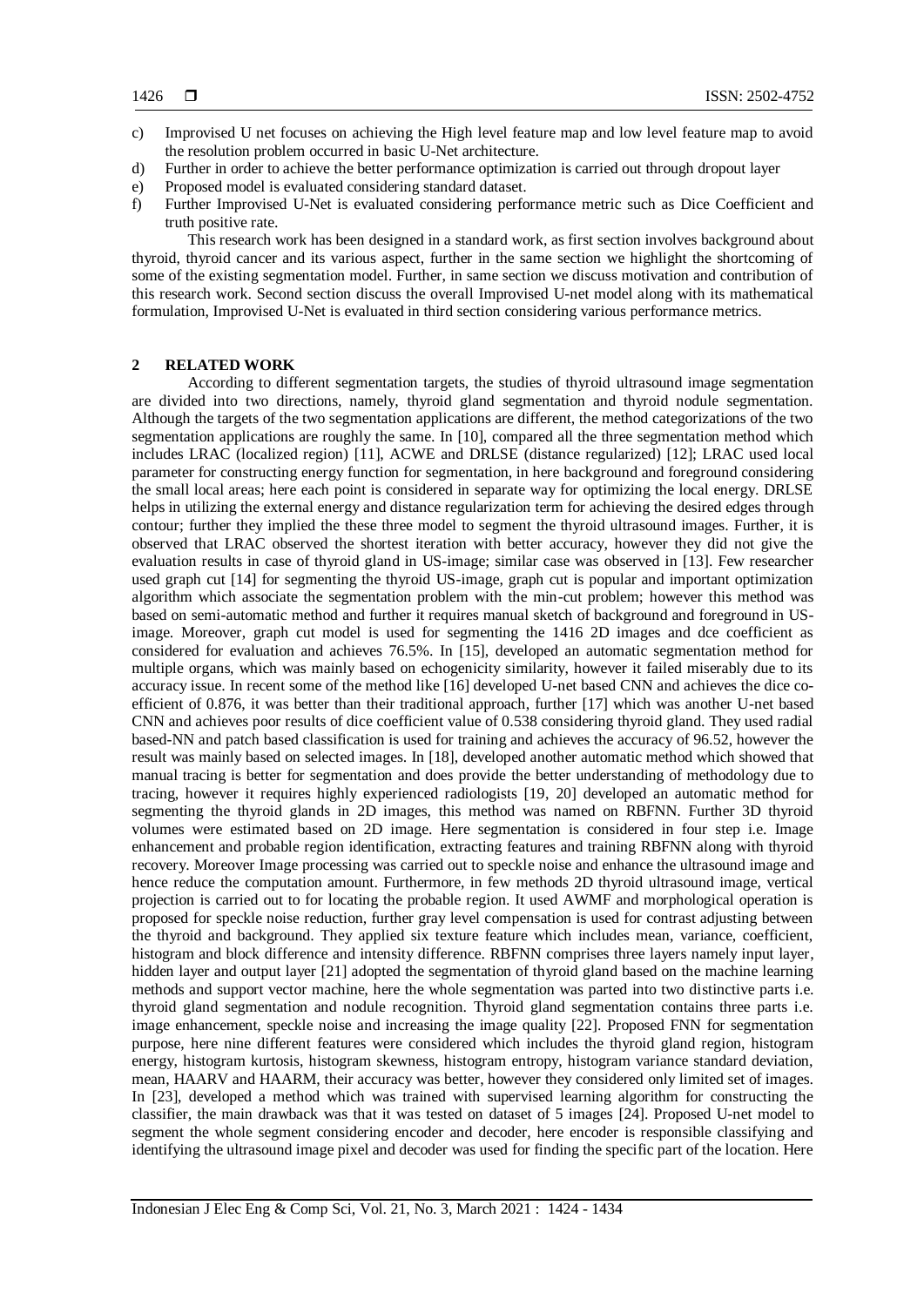c) Improvised U net focuses on achieving the High level feature map and low level feature map to avoid the resolution problem occurred in basic U-Net architecture.
d) Further in order to achieve the better performance optimization is carried out through dropout layer
e) Proposed model is evaluated considering standard dataset.
f) Further Improvised U-Net is evaluated considering performance metric such as Dice Coefficient and truth positive rate.

This research work has been designed in a standard work, as first section involves background about thyroid, thyroid cancer and its various aspect, further in the same section we highlight the shortcoming of some of the existing segmentation model. Further, in same section we discuss motivation and contribution of this research work. Second section discuss the overall Improvised U-net model along with its mathematical formulation, Improvised U-Net is evaluated in third section considering various performance metrics.

## 2 RELATED WORK

According to different segmentation targets, the studies of thyroid ultrasound image segmentation are divided into two directions, namely, thyroid gland segmentation and thyroid nodule segmentation. Although the targets of the two segmentation applications are different, the method categorizations of the two segmentation applications are roughly the same. In [10], compared all the three segmentation method which includes LRAC (localized region) [11], ACWE and DRLSE (distance regularized) [12]; LRAC used local parameter for constructing energy function for segmentation, in here background and foreground considering the small local areas; here each point is considered in separate way for optimizing the local energy. DRLSE helps in utilizing the external energy and distance regularization term for achieving the desired edges through contour; further they implied the these three model to segment the thyroid ultrasound images. Further, it is observed that LRAC observed the shortest iteration with better accuracy, however they did not give the evaluation results in case of thyroid gland in US-image; similar case was observed in [13]. Few researcher used graph cut [14] for segmenting the thyroid US-image, graph cut is popular and important optimization algorithm which associate the segmentation problem with the min-cut problem; however this method was based on semi-automatic method and further it requires manual sketch of background and foreground in US-image. Moreover, graph cut model is used for segmenting the 1416 2D images and dce coefficient as considered for evaluation and achieves 76.5%. In [15], developed an automatic segmentation method for multiple organs, which was mainly based on echogenicity similarity, however it failed miserably due to its accuracy issue. In recent some of the method like [16] developed U-net based CNN and achieves the dice co-efficient of 0.876, it was better than their traditional approach, further [17] which was another U-net based CNN and achieves poor results of dice coefficient value of 0.538 considering thyroid gland. They used radial based-NN and patch based classification is used for training and achieves the accuracy of 96.52, however the result was mainly based on selected images. In [18], developed another automatic method which showed that manual tracing is better for segmentation and does provide the better understanding of methodology due to tracing, however it requires highly experienced radiologists [19, 20] developed an automatic method for segmenting the thyroid glands in 2D images, this method was named on RBFNN. Further 3D thyroid volumes were estimated based on 2D image. Here segmentation is considered in four step i.e. Image enhancement and probable region identification, extracting features and training RBFNN along with thyroid recovery. Moreover Image processing was carried out to speckle noise and enhance the ultrasound image and hence reduce the computation amount. Furthermore, in few methods 2D thyroid ultrasound image, vertical projection is carried out to for locating the probable region. It used AWMF and morphological operation is proposed for speckle noise reduction, further gray level compensation is used for contrast adjusting between the thyroid and background. They applied six texture feature which includes mean, variance, coefficient, histogram and block difference and intensity difference. RBFNN comprises three layers namely input layer, hidden layer and output layer [21] adopted the segmentation of thyroid gland based on the machine learning methods and support vector machine, here the whole segmentation was parted into two distinctive parts i.e. thyroid gland segmentation and nodule recognition. Thyroid gland segmentation contains three parts i.e. image enhancement, speckle noise and increasing the image quality [22]. Proposed FNN for segmentation purpose, here nine different features were considered which includes the thyroid gland region, histogram energy, histogram kurtosis, histogram skewness, histogram entropy, histogram variance standard deviation, mean, HAARV and HAARM, their accuracy was better, however they considered only limited set of images. In [23], developed a method which was trained with supervised learning algorithm for constructing the classifier, the main drawback was that it was tested on dataset of 5 images [24]. Proposed U-net model to segment the whole segment considering encoder and decoder, here encoder is responsible classifying and identifying the ultrasound image pixel and decoder was used for finding the specific part of the location. Here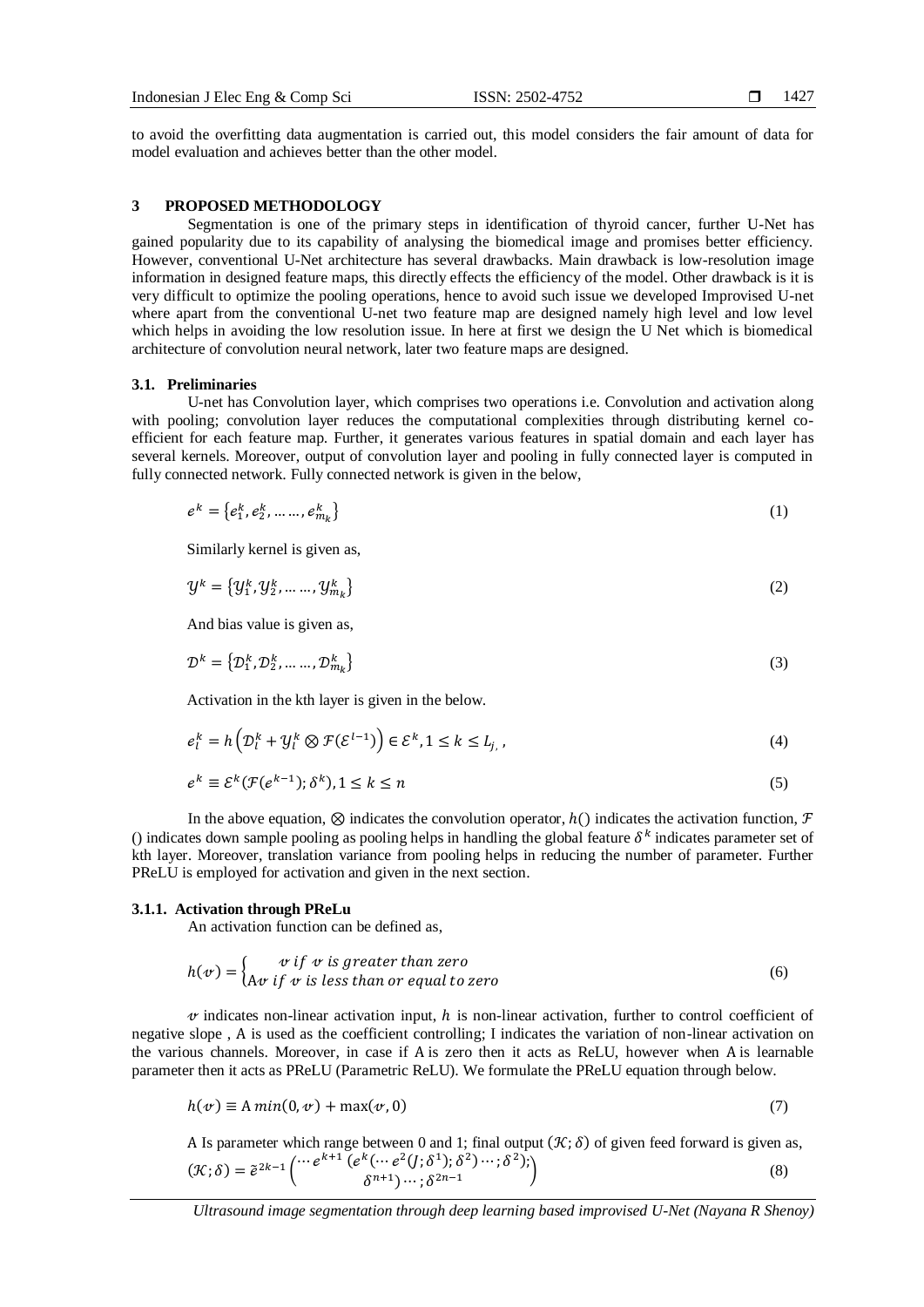to avoid the overfitting data augmentation is carried out, this model considers the fair amount of data for model evaluation and achieves better than the other model.

## 3 PROPOSED METHODOLOGY

Segmentation is one of the primary steps in identification of thyroid cancer, further U-Net has gained popularity due to its capability of analysing the biomedical image and promises better efficiency. However, conventional U-Net architecture has several drawbacks. Main drawback is low-resolution image information in designed feature maps, this directly effects the efficiency of the model. Other drawback is it is very difficult to optimize the pooling operations, hence to avoid such issue we developed Improvised U-net where apart from the conventional U-net two feature map are designed namely high level and low level which helps in avoiding the low resolution issue. In here at first we design the U Net which is biomedical architecture of convolution neural network, later two feature maps are designed.

### 3.1. Preliminaries

U-net has Convolution layer, which comprises two operations i.e. Convolution and activation along with pooling; convolution layer reduces the computational complexities through distributing kernel co-efficient for each feature map. Further, it generates various features in spatial domain and each layer has several kernels. Moreover, output of convolution layer and pooling in fully connected layer is computed in fully connected network. Fully connected network is given in the below,

$$e^k = \{e_1^k, e_2^k, \ldots \ldots, e_{m_k}^k\} \tag{1}$$

Similarly kernel is given as,

$$\mathcal{Y}^k = \{\mathcal{Y}_1^k, \mathcal{Y}_2^k, \ldots \ldots, \mathcal{Y}_{m_k}^k\} \tag{2}$$

And bias value is given as,

$$\mathcal{D}^k = \{\mathcal{D}_1^k, \mathcal{D}_2^k, \ldots \ldots, \mathcal{D}_{m_k}^k\} \tag{3}$$

Activation in the kth layer is given in the below.

$$e_l^k = h\left(\mathcal{D}_l^k + \mathcal{Y}_l^k \otimes \mathcal{F}(\mathcal{E}^{l-1})\right) \in \mathcal{E}^k, 1 \le k \le L_{j,}, \tag{4}$$

$$e^k \equiv \mathcal{E}^k(\mathcal{F}(e^{k-1}); \delta^k), 1 \le k \le n \tag{5}$$

In the above equation, $\otimes$ indicates the convolution operator, $h()$ indicates the activation function, $\mathcal{F}$ () indicates down sample pooling as pooling helps in handling the global feature $\delta^k$ indicates parameter set of kth layer. Moreover, translation variance from pooling helps in reducing the number of parameter. Further PReLU is employed for activation and given in the next section.

#### 3.1.1. Activation through PReLu

An activation function can be defined as,

$$h(v) = \begin{cases} v \text{ if } v \text{ is greater than zero} \\ \mathrm{A}v \text{ if } v \text{ is less than or equal to zero} \end{cases} \tag{6}$$

$v$ indicates non-linear activation input, $h$ is non-linear activation, further to control coefficient of negative slope , A is used as the coefficient controlling; I indicates the variation of non-linear activation on the various channels. Moreover, in case if A is zero then it acts as ReLU, however when A is learnable parameter then it acts as PReLU (Parametric ReLU). We formulate the PReLU equation through below.

$$h(v) \equiv \mathrm{A}\, min(0, v) + \max(v, 0) \tag{7}$$

A Is parameter which range between 0 and 1; final output $(\mathcal{K}; \delta)$ of given feed forward is given as,

$$(\mathcal{K}; \delta) = \tilde{e}^{2k-1}\begin{pmatrix} \cdots e^{k+1}\, (e^k(\cdots e^2(J; \delta^1); \delta^2) \cdots; \delta^2); \\ \delta^{n+1}) \cdots; \delta^{2n-1} \end{pmatrix} \tag{8}$$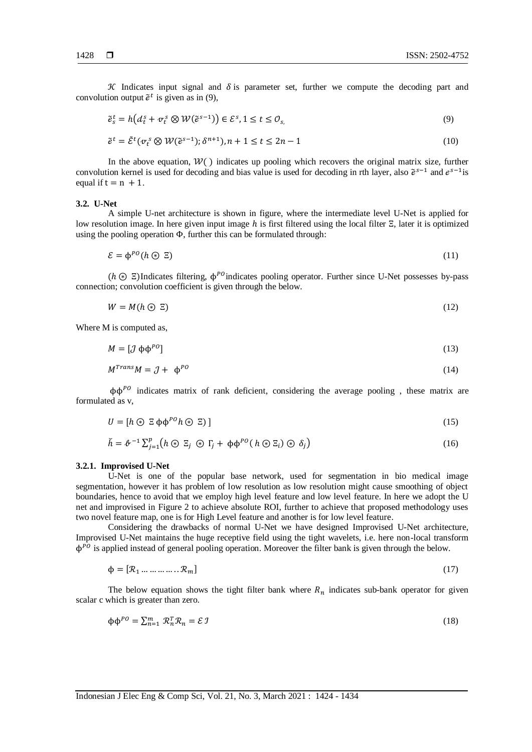$\mathcal{K}$ Indicates input signal and $\delta$ is parameter set, further we compute the decoding part and convolution output $\tilde{e}^t$ is given as in (9),

$$\tilde{e}_s^t = h\left(d_t^s + v_t^s \otimes \mathcal{W}(\tilde{e}^{s-1})\right) \in \mathcal{E}^s, 1 \le t \le O_{s,} \tag{9}$$

$$\tilde{e}^t = \tilde{\mathcal{E}}^t(v_t^s \otimes \mathcal{W}(\tilde{e}^{s-1}); \delta^{n+1}), n+1 \le t \le 2n-1 \tag{10}$$

In the above equation, $\mathcal{W}(\ )$ indicates up pooling which recovers the original matrix size, further convolution kernel is used for decoding and bias value is used for decoding in rth layer, also $\tilde{e}^{s-1}$ and $e^{s-1}$is equal if $\mathrm{t = n\ + 1}$.

### 3.2. U-Net

A simple U-net architecture is shown in figure, where the intermediate level U-Net is applied for low resolution image. In here given input image $h$ is first filtered using the local filter $\Xi$, later it is optimized using the pooling operation $\Phi$, further this can be formulated through:

$$\mathcal{E} = \phi^{PO}(h \circledast \Xi) \tag{11}$$

$(h \circledast \Xi)$Indicates filtering, $\phi^{PO}$indicates pooling operator. Further since U-Net possesses by-pass connection; convolution coefficient is given through the below.

$$W = M(h \circledast \Xi) \tag{12}$$

Where M is computed as,

$$M = [\mathcal{J}\ \phi\phi^{PO}] \tag{13}$$

$$M^{Trans}M = \mathcal{J} + \ \phi^{PO} \tag{14}$$

$\phi\phi^{PO}$ indicates matrix of rank deficient, considering the average pooling , these matrix are formulated as v,

$$U = [h \circledast \Xi\ \phi\phi^{PO} h \circledast \Xi)\ ] \tag{15}$$

$$\check{h} = \mathscr{b}^{-1} \sum_{j=1}^{p} \left(h \circledast \Xi_j \circledast \Gamma_j + \phi\phi^{PO}(\ h \circledast \Xi_i) \circledast \delta_j\right) \tag{16}$$

#### 3.2.1. Improvised U-Net

U-Net is one of the popular base network, used for segmentation in bio medical image segmentation, however it has problem of low resolution as low resolution might cause smoothing of object boundaries, hence to avoid that we employ high level feature and low level feature. In here we adopt the U net and improvised in Figure 2 to achieve absolute ROI, further to achieve that proposed methodology uses two novel feature map, one is for High Level feature and another is for low level feature.

Considering the drawbacks of normal U-Net we have designed Improvised U-Net architecture, Improvised U-Net maintains the huge receptive field using the tight wavelets, i.e. here non-local transform $\phi^{PO}$ is applied instead of general pooling operation. Moreover the filter bank is given through the below.

$$\phi = [\mathcal{R}_1 \ldots\ldots\ldots\ldots \mathcal{R}_m] \tag{17}$$

The below equation shows the tight filter bank where $R_n$ indicates sub-bank operator for given scalar c which is greater than zero.

$$\phi\phi^{PO} = \sum_{n=1}^{m} \mathcal{R}_n^T \mathcal{R}_n = \mathcal{E}\,\mathcal{I} \tag{18}$$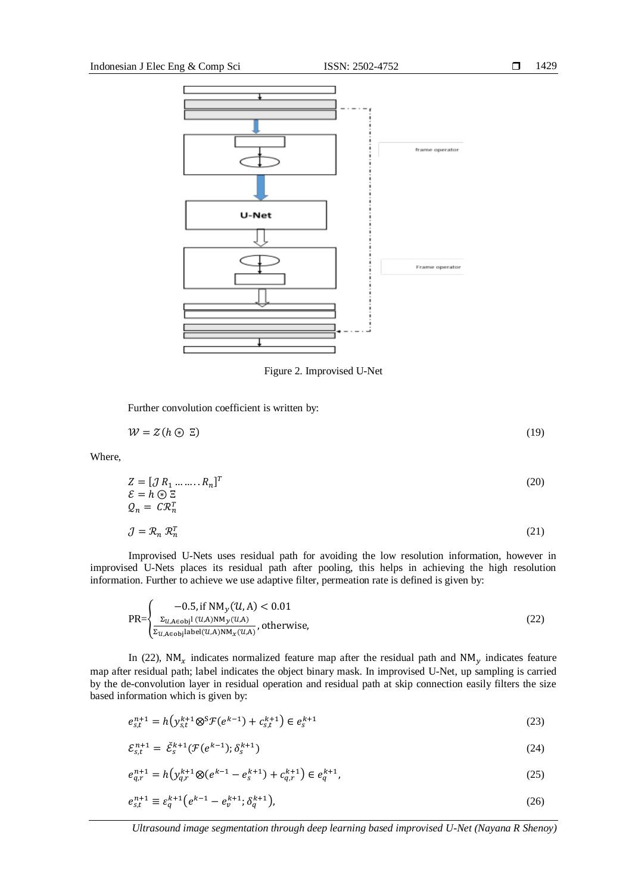Figure 2. Improvised U-Net

Further convolution coefficient is written by:

$$\mathcal{W} = \mathcal{Z}(h \circledast \Xi) \tag{19}$$

Where,

$$Z = [\mathcal{J}\, R_1 \,\ldots\ldots\, R_n]^T \tag{20}$$
$$\mathcal{E} = h \circledast \Xi$$
$$\mathcal{Q}_n = \mathcal{C}\mathcal{R}_n^T$$

$$\mathcal{J} = \mathcal{R}_n\, \mathcal{R}_n^T \tag{21}$$

Improvised U-Nets uses residual path for avoiding the low resolution information, however in improvised U-Nets places its residual path after pooling, this helps in achieving the high resolution information. Further to achieve we use adaptive filter, permeation rate is defined is given by:

$$\text{PR}=\begin{cases} -0.5, \text{if } \text{NM}_y(\mathcal{U},\text{A}) < 0.01 \\ \frac{\sum_{\mathcal{U},\text{A}\in\text{obj}} \text{l}\,(\mathcal{U},\text{A})\text{NM}_y(\mathcal{U},\text{A})}{\sum_{\mathcal{U},\text{A}\in\text{obj}} \text{label}(\mathcal{U},\text{A})\text{NM}_x(\mathcal{U},\text{A})}, \text{otherwise,} \end{cases} \tag{22}$$

In (22), $\text{NM}_x$ indicates normalized feature map after the residual path and $\text{NM}_y$ indicates feature map after residual path; label indicates the object binary mask. In improvised U-Net, up sampling is carried by the de-convolution layer in residual operation and residual path at skip connection easily filters the size based information which is given by:

$$e_{s,t}^{n+1} = h\left(y_{s,t}^{k+1} \otimes^{S} \mathcal{F}(e^{k-1}) + c_{s,t}^{k+1}\right) \in e_s^{k+1} \tag{23}$$

$$\mathcal{E}_{s,t}^{n+1} = \check{\mathcal{E}}_s^{k+1}(\mathcal{F}(e^{k-1}); \delta_s^{k+1}) \tag{24}$$

$$e_{q,r}^{n+1} = h\left(y_{q,r}^{k+1} \otimes (e^{k-1} - e_s^{k+1}) + c_{q,r}^{k+1}\right) \in e_q^{k+1}, \tag{25}$$

$$e_{s,t}^{n+1} \equiv \varepsilon_q^{k+1}\left(e^{k-1} - e_v^{k+1}; \delta_q^{k+1}\right), \tag{26}$$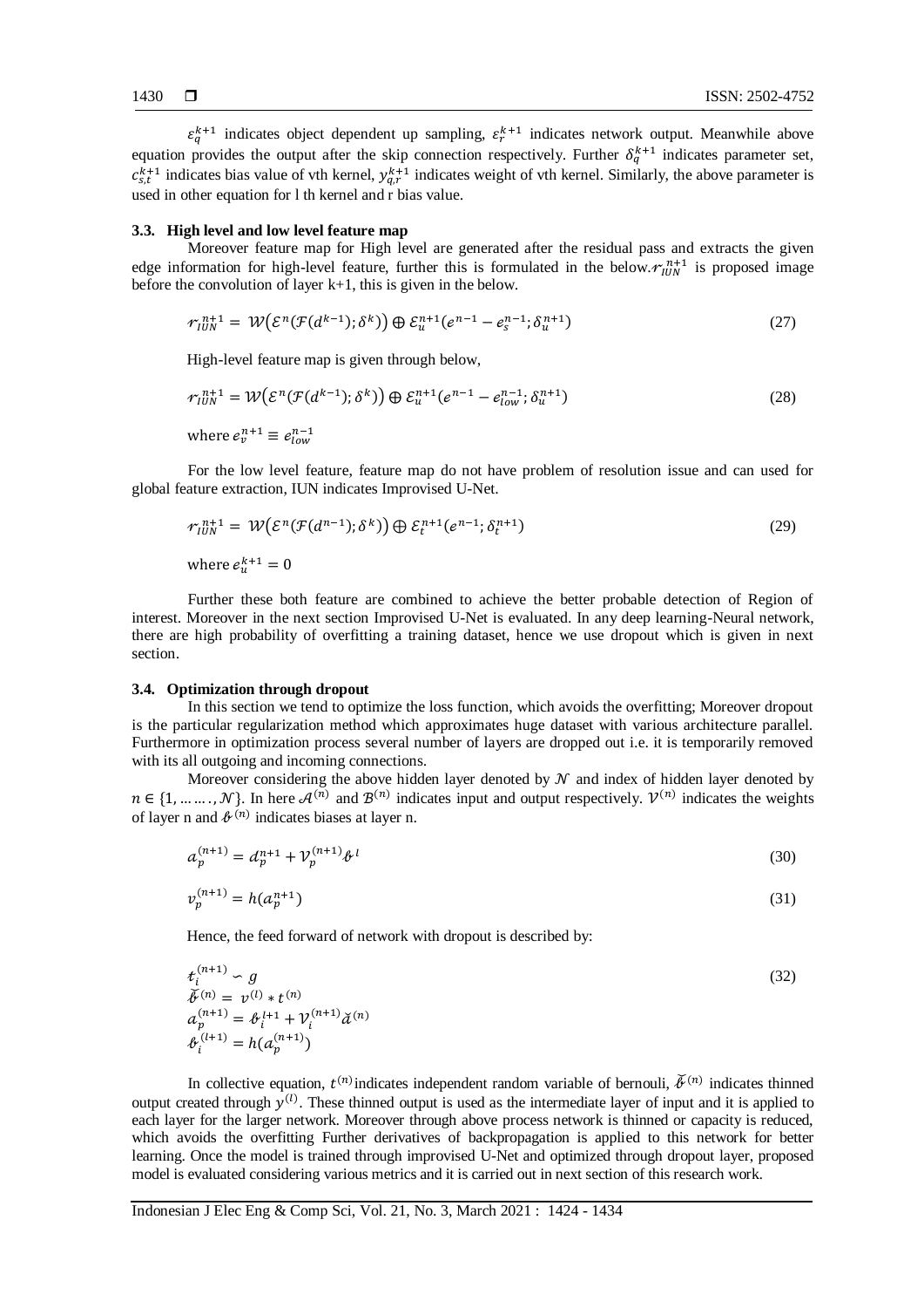$\varepsilon_q^{k+1}$ indicates object dependent up sampling, $\varepsilon_r^{k+1}$ indicates network output. Meanwhile above equation provides the output after the skip connection respectively. Further $\delta_q^{k+1}$ indicates parameter set, $c_{s,t}^{k+1}$ indicates bias value of vth kernel, $y_{q,r}^{k+1}$ indicates weight of vth kernel. Similarly, the above parameter is used in other equation for l th kernel and r bias value.

### 3.3. High level and low level feature map

Moreover feature map for High level are generated after the residual pass and extracts the given edge information for high-level feature, further this is formulated in the below. $\mathcal{r}_{IUN}^{n+1}$ is proposed image before the convolution of layer k+1, this is given in the below.

$$\mathcal{r}_{IUN}^{n+1} = \mathcal{W}\left(\mathcal{E}^{n}(\mathcal{F}(d^{k-1}); \delta^{k})\right) \oplus \mathcal{E}_{u}^{n+1}(e^{n-1} - e_{s}^{n-1}; \delta_{u}^{n+1}) \tag{27}$$

High-level feature map is given through below,

$$\mathcal{r}_{IUN}^{n+1} = \mathcal{W}\left(\mathcal{E}^{n}(\mathcal{F}(d^{k-1}); \delta^{k})\right) \oplus \mathcal{E}_{u}^{n+1}(e^{n-1} - e_{low}^{n-1}; \delta_{u}^{n+1}) \tag{28}$$

where $e_{v}^{n+1} \equiv e_{low}^{n-1}$

For the low level feature, feature map do not have problem of resolution issue and can used for global feature extraction, IUN indicates Improvised U-Net.

$$\mathcal{r}_{IUN}^{n+1} = \mathcal{W}\left(\mathcal{E}^{n}(\mathcal{F}(d^{n-1}); \delta^{k})\right) \oplus \mathcal{E}_{t}^{n+1}(e^{n-1}; \delta_{t}^{n+1}) \tag{29}$$

where $e_{u}^{k+1} = 0$

Further these both feature are combined to achieve the better probable detection of Region of interest. Moreover in the next section Improvised U-Net is evaluated. In any deep learning-Neural network, there are high probability of overfitting a training dataset, hence we use dropout which is given in next section.

### 3.4. Optimization through dropout

In this section we tend to optimize the loss function, which avoids the overfitting; Moreover dropout is the particular regularization method which approximates huge dataset with various architecture parallel. Furthermore in optimization process several number of layers are dropped out i.e. it is temporarily removed with its all outgoing and incoming connections.

Moreover considering the above hidden layer denoted by $\mathcal{N}$ and index of hidden layer denoted by $n \in \{1, \ldots\ldots, \mathcal{N}\}$. In here $\mathcal{A}^{(n)}$ and $\mathcal{B}^{(n)}$ indicates input and output respectively. $\mathcal{V}^{(n)}$ indicates the weights of layer n and $\mathcal{b}^{(n)}$ indicates biases at layer n.

$$a_{p}^{(n+1)} = d_{p}^{n+1} + \mathcal{V}_{p}^{(n+1)} \mathcal{b}^{l} \tag{30}$$

$$v_{p}^{(n+1)} = h(a_{p}^{n+1}) \tag{31}$$

Hence, the feed forward of network with dropout is described by:

$$\begin{aligned}
&t_{i}^{(n+1)} \backsim g \\
&\breve{\mathcal{b}}^{(n)} = v^{(l)} * t^{(n)} \\
&a_{p}^{(n+1)} = \mathcal{b}_{i}^{l+1} + \mathcal{V}_{i}^{(n+1)} \breve{d}^{(n)} \\
&\mathcal{b}_{i}^{(l+1)} = h(a_{p}^{(n+1)})
\end{aligned} \tag{32}$$

In collective equation, $t^{(n)}$ indicates independent random variable of bernouli, $\breve{\mathcal{b}}^{(n)}$ indicates thinned output created through $y^{(l)}$. These thinned output is used as the intermediate layer of input and it is applied to each layer for the larger network. Moreover through above process network is thinned or capacity is reduced, which avoids the overfitting Further derivatives of backpropagation is applied to this network for better learning. Once the model is trained through improvised U-Net and optimized through dropout layer, proposed model is evaluated considering various metrics and it is carried out in next section of this research work.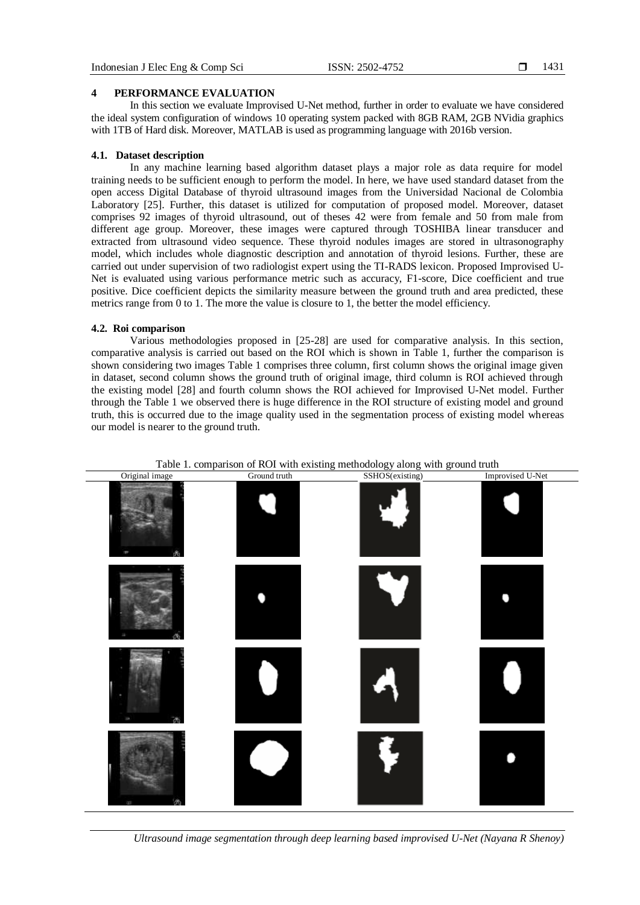## 4 PERFORMANCE EVALUATION

In this section we evaluate Improvised U-Net method, further in order to evaluate we have considered the ideal system configuration of windows 10 operating system packed with 8GB RAM, 2GB NVidia graphics with 1TB of Hard disk. Moreover, MATLAB is used as programming language with 2016b version.

### 4.1. Dataset description

In any machine learning based algorithm dataset plays a major role as data require for model training needs to be sufficient enough to perform the model. In here, we have used standard dataset from the open access Digital Database of thyroid ultrasound images from the Universidad Nacional de Colombia Laboratory [25]. Further, this dataset is utilized for computation of proposed model. Moreover, dataset comprises 92 images of thyroid ultrasound, out of theses 42 were from female and 50 from male from different age group. Moreover, these images were captured through TOSHIBA linear transducer and extracted from ultrasound video sequence. These thyroid nodules images are stored in ultrasonography model, which includes whole diagnostic description and annotation of thyroid lesions. Further, these are carried out under supervision of two radiologist expert using the TI-RADS lexicon. Proposed Improvised U-Net is evaluated using various performance metric such as accuracy, F1-score, Dice coefficient and true positive. Dice coefficient depicts the similarity measure between the ground truth and area predicted, these metrics range from 0 to 1. The more the value is closure to 1, the better the model efficiency.

### 4.2. Roi comparison

Various methodologies proposed in [25-28] are used for comparative analysis. In this section, comparative analysis is carried out based on the ROI which is shown in Table 1, further the comparison is shown considering two images Table 1 comprises three column, first column shows the original image given in dataset, second column shows the ground truth of original image, third column is ROI achieved through the existing model [28] and fourth column shows the ROI achieved for Improvised U-Net model. Further through the Table 1 we observed there is huge difference in the ROI structure of existing model and ground truth, this is occurred due to the image quality used in the segmentation process of existing model whereas our model is nearer to the ground truth.

Table 1. comparison of ROI with existing methodology along with ground truth

| Original image | Ground truth | SSHOS(existing) | Improvised U-Net |
|---|---|---|---|
| | | | |
| | | | |
| | | | |
| | | | |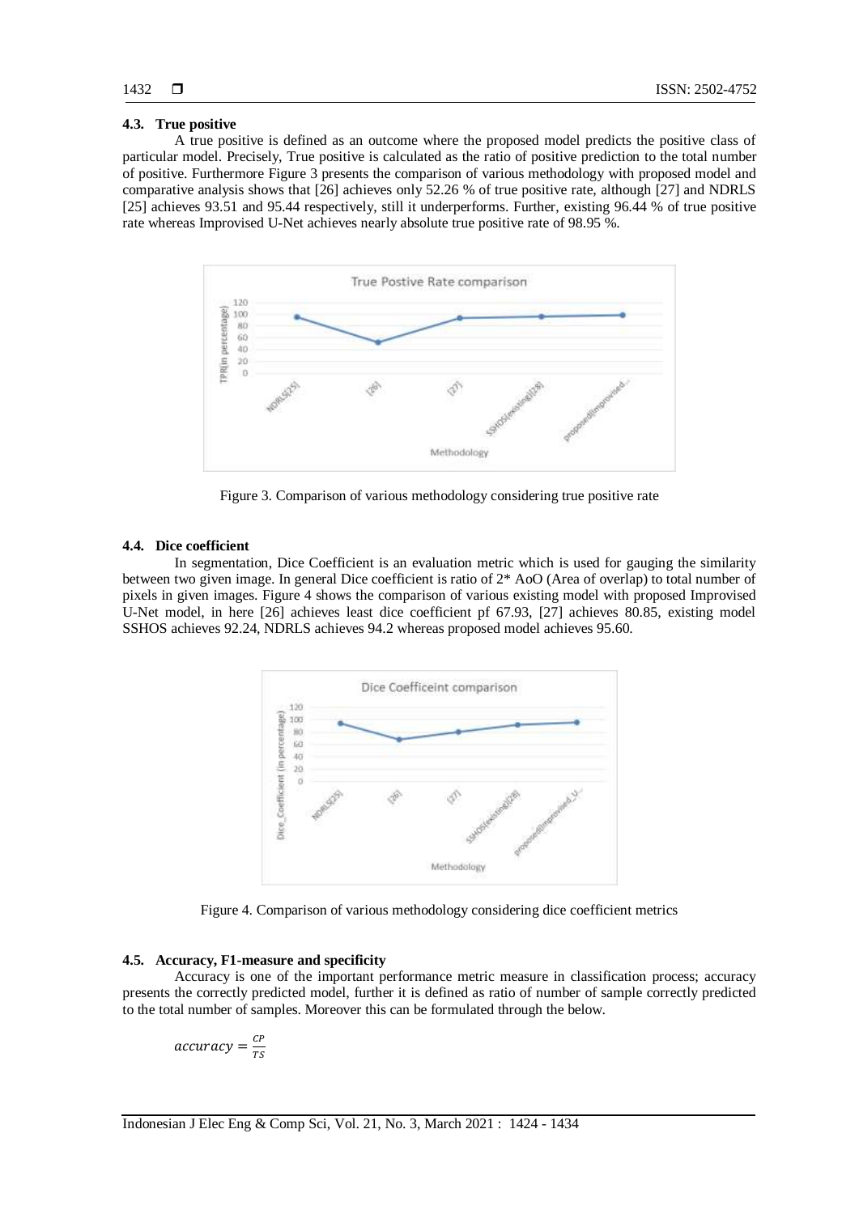### 4.3. True positive

A true positive is defined as an outcome where the proposed model predicts the positive class of particular model. Precisely, True positive is calculated as the ratio of positive prediction to the total number of positive. Furthermore Figure 3 presents the comparison of various methodology with proposed model and comparative analysis shows that [26] achieves only 52.26 % of true positive rate, although [27] and NDRLS [25] achieves 93.51 and 95.44 respectively, still it underperforms. Further, existing 96.44 % of true positive rate whereas Improvised U-Net achieves nearly absolute true positive rate of 98.95 %.

Figure 3. Comparison of various methodology considering true positive rate

### 4.4. Dice coefficient

In segmentation, Dice Coefficient is an evaluation metric which is used for gauging the similarity between two given image. In general Dice coefficient is ratio of 2* AoO (Area of overlap) to total number of pixels in given images. Figure 4 shows the comparison of various existing model with proposed Improvised U-Net model, in here [26] achieves least dice coefficient pf 67.93, [27] achieves 80.85, existing model SSHOS achieves 92.24, NDRLS achieves 94.2 whereas proposed model achieves 95.60.

Figure 4. Comparison of various methodology considering dice coefficient metrics

### 4.5. Accuracy, F1-measure and specificity

Accuracy is one of the important performance metric measure in classification process; accuracy presents the correctly predicted model, further it is defined as ratio of number of sample correctly predicted to the total number of samples. Moreover this can be formulated through the below.

$$accuracy = \frac{CP}{TS}$$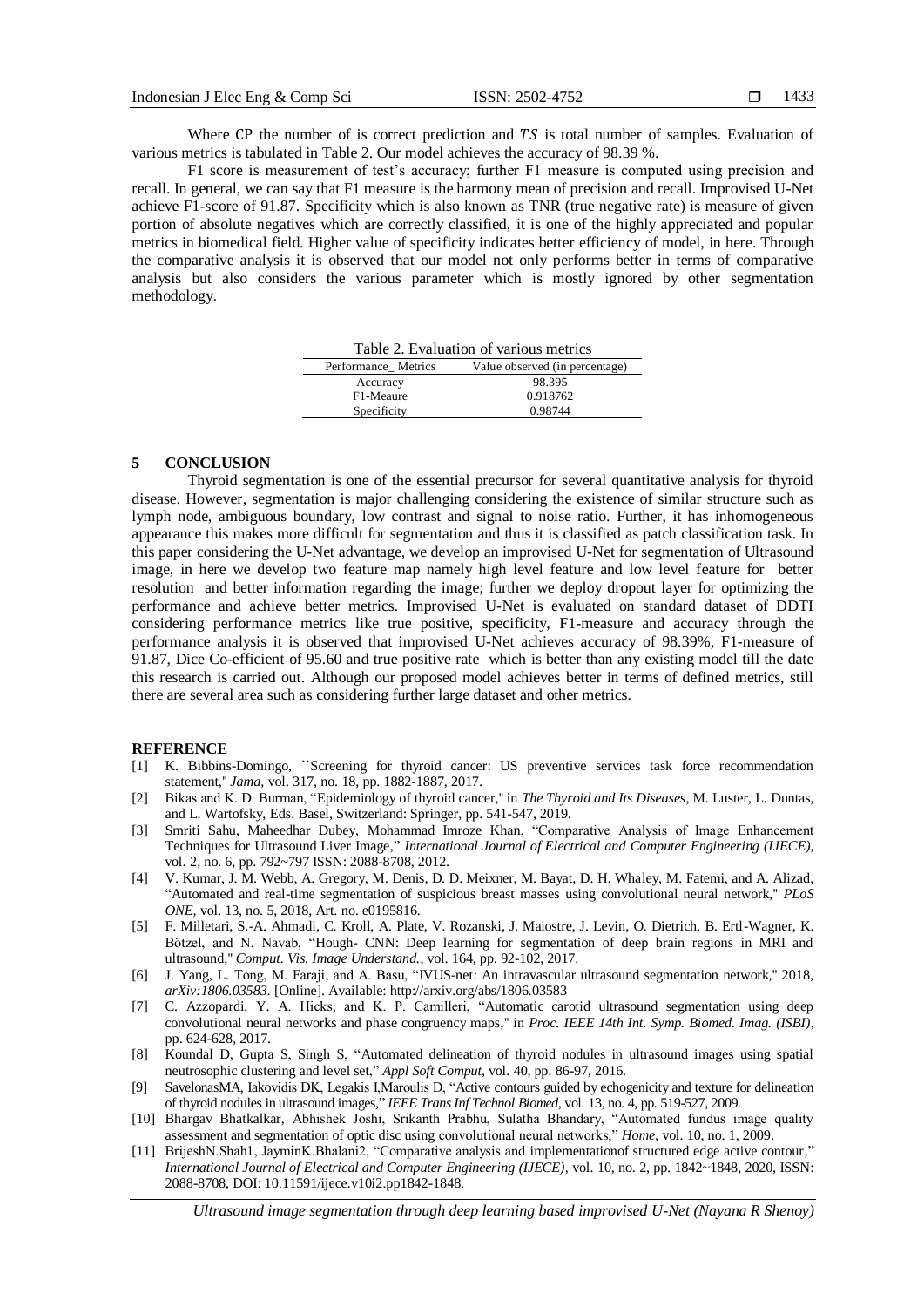Where CP the number of is correct prediction and $TS$ is total number of samples. Evaluation of various metrics is tabulated in Table 2. Our model achieves the accuracy of 98.39 %.

F1 score is measurement of test's accuracy; further F1 measure is computed using precision and recall. In general, we can say that F1 measure is the harmony mean of precision and recall. Improvised U-Net achieve F1-score of 91.87. Specificity which is also known as TNR (true negative rate) is measure of given portion of absolute negatives which are correctly classified, it is one of the highly appreciated and popular metrics in biomedical field. Higher value of specificity indicates better efficiency of model, in here. Through the comparative analysis it is observed that our model not only performs better in terms of comparative analysis but also considers the various parameter which is mostly ignored by other segmentation methodology.

Table 2. Evaluation of various metrics

| Performance_ Metrics | Value observed (in percentage) |
|---|---|
| Accuracy | 98.395 |
| F1-Meaure | 0.918762 |
| Specificity | 0.98744 |

## 5 CONCLUSION

Thyroid segmentation is one of the essential precursor for several quantitative analysis for thyroid disease. However, segmentation is major challenging considering the existence of similar structure such as lymph node, ambiguous boundary, low contrast and signal to noise ratio. Further, it has inhomogeneous appearance this makes more difficult for segmentation and thus it is classified as patch classification task. In this paper considering the U-Net advantage, we develop an improvised U-Net for segmentation of Ultrasound image, in here we develop two feature map namely high level feature and low level feature for better resolution and better information regarding the image; further we deploy dropout layer for optimizing the performance and achieve better metrics. Improvised U-Net is evaluated on standard dataset of DDTI considering performance metrics like true positive, specificity, F1-measure and accuracy through the performance analysis it is observed that improvised U-Net achieves accuracy of 98.39%, F1-measure of 91.87, Dice Co-efficient of 95.60 and true positive rate which is better than any existing model till the date this research is carried out. Although our proposed model achieves better in terms of defined metrics, still there are several area such as considering further large dataset and other metrics.

## REFERENCE

[1] K. Bibbins-Domingo, ``Screening for thyroid cancer: US preventive services task force recommendation statement,'' *Jama*, vol. 317, no. 18, pp. 1882-1887, 2017.

[2] Bikas and K. D. Burman, "Epidemiology of thyroid cancer," in *The Thyroid and Its Diseases*, M. Luster, L. Duntas, and L. Wartofsky, Eds. Basel, Switzerland: Springer, pp. 541-547, 2019.

[3] Smriti Sahu, Maheedhar Dubey, Mohammad Imroze Khan, "Comparative Analysis of Image Enhancement Techniques for Ultrasound Liver Image," *International Journal of Electrical and Computer Engineering (IJECE)*, vol. 2, no. 6, pp. 792~797 ISSN: 2088-8708, 2012.

[4] V. Kumar, J. M. Webb, A. Gregory, M. Denis, D. D. Meixner, M. Bayat, D. H. Whaley, M. Fatemi, and A. Alizad, "Automated and real-time segmentation of suspicious breast masses using convolutional neural network," *PLoS ONE*, vol. 13, no. 5, 2018, Art. no. e0195816.

[5] F. Milletari, S.-A. Ahmadi, C. Kroll, A. Plate, V. Rozanski, J. Maiostre, J. Levin, O. Dietrich, B. Ertl-Wagner, K. Bötzel, and N. Navab, "Hough- CNN: Deep learning for segmentation of deep brain regions in MRI and ultrasound," *Comput. Vis. Image Understand.*, vol. 164, pp. 92-102, 2017.

[6] J. Yang, L. Tong, M. Faraji, and A. Basu, "IVUS-net: An intravascular ultrasound segmentation network," 2018, *arXiv:1806.03583*. [Online]. Available: http://arxiv.org/abs/1806.03583

[7] C. Azzopardi, Y. A. Hicks, and K. P. Camilleri, "Automatic carotid ultrasound segmentation using deep convolutional neural networks and phase congruency maps," in *Proc. IEEE 14th Int. Symp. Biomed. Imag. (ISBI)*, pp. 624-628, 2017.

[8] Koundal D, Gupta S, Singh S, "Automated delineation of thyroid nodules in ultrasound images using spatial neutrosophic clustering and level set," *Appl Soft Comput*, vol. 40, pp. 86-97, 2016.

[9] SavelonasMA, Iakovidis DK, Legakis I,Maroulis D, "Active contours guided by echogenicity and texture for delineation of thyroid nodules in ultrasound images," *IEEE Trans Inf Technol Biomed*, vol. 13, no. 4, pp. 519-527, 2009.

[10] Bhargav Bhatkalkar, Abhishek Joshi, Srikanth Prabhu, Sulatha Bhandary, "Automated fundus image quality assessment and segmentation of optic disc using convolutional neural networks," *Home*, vol. 10, no. 1, 2009.

[11] BrijeshN.Shah1, JayminK.Bhalani2, "Comparative analysis and implementationof structured edge active contour," *International Journal of Electrical and Computer Engineering (IJECE)*, vol. 10, no. 2, pp. 1842~1848, 2020, ISSN: 2088-8708, DOI: 10.11591/ijece.v10i2.pp1842-1848.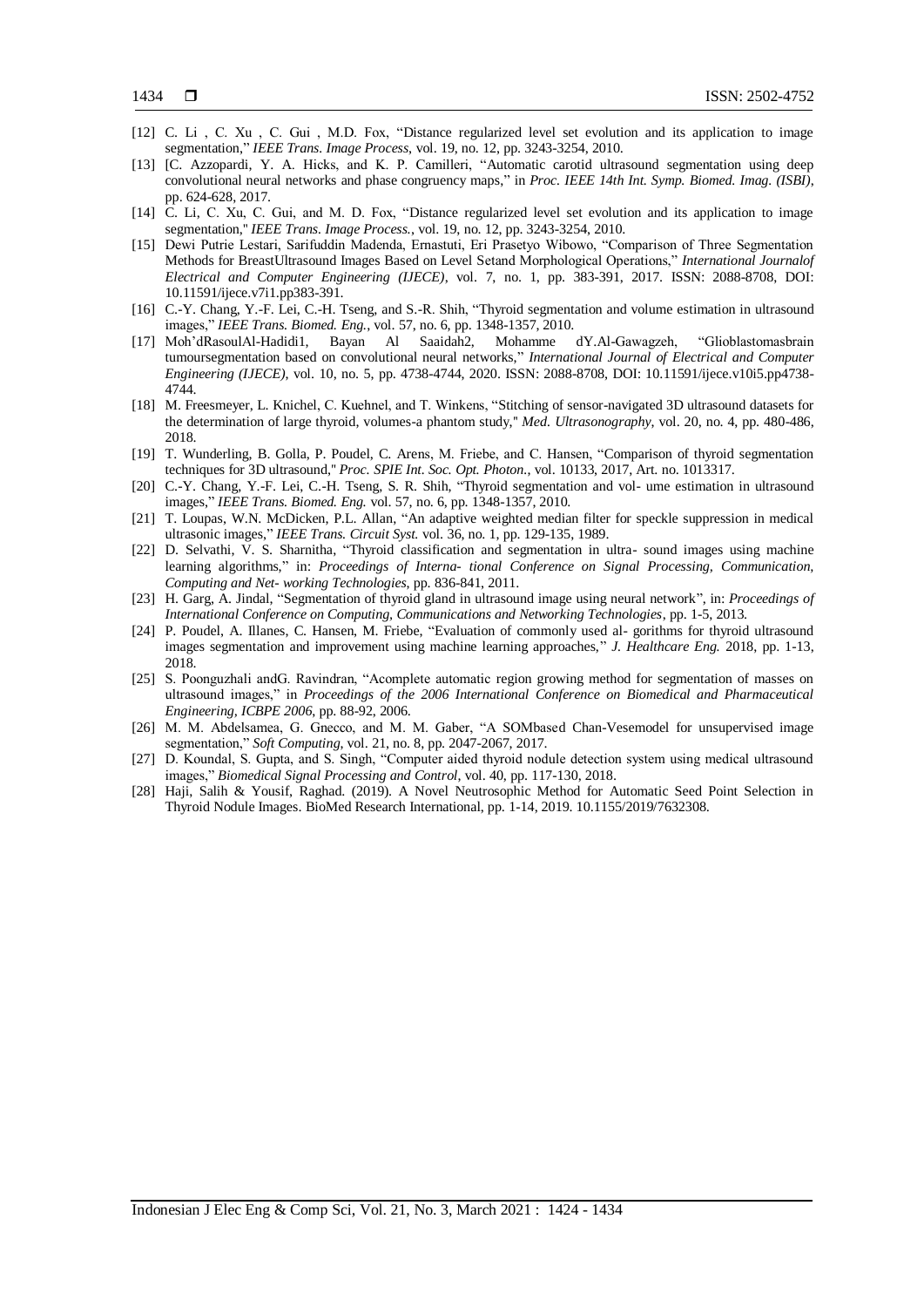[12] C. Li , C. Xu , C. Gui , M.D. Fox, "Distance regularized level set evolution and its application to image segmentation," *IEEE Trans. Image Process*, vol. 19, no. 12, pp. 3243-3254, 2010.

[13] [C. Azzopardi, Y. A. Hicks, and K. P. Camilleri, "Automatic carotid ultrasound segmentation using deep convolutional neural networks and phase congruency maps," in *Proc. IEEE 14th Int. Symp. Biomed. Imag. (ISBI)*, pp. 624-628, 2017.

[14] C. Li, C. Xu, C. Gui, and M. D. Fox, "Distance regularized level set evolution and its application to image segmentation," *IEEE Trans. Image Process.*, vol. 19, no. 12, pp. 3243-3254, 2010.

[15] Dewi Putrie Lestari, Sarifuddin Madenda, Ernastuti, Eri Prasetyo Wibowo, "Comparison of Three Segmentation Methods for BreastUltrasound Images Based on Level Setand Morphological Operations," *International Journalof Electrical and Computer Engineering (IJECE)*, vol. 7, no. 1, pp. 383-391, 2017. ISSN: 2088-8708, DOI: 10.11591/ijece.v7i1.pp383-391.

[16] C.-Y. Chang, Y.-F. Lei, C.-H. Tseng, and S.-R. Shih, "Thyroid segmentation and volume estimation in ultrasound images," *IEEE Trans. Biomed. Eng.*, vol. 57, no. 6, pp. 1348-1357, 2010.

[17] Moh'dRasoulAl-Hadidi1, Bayan Al Saaidah2, Mohamme dY.Al-Gawagzeh, "Glioblastomasbrain tumoursegmentation based on convolutional neural networks," *International Journal of Electrical and Computer Engineering (IJECE)*, vol. 10, no. 5, pp. 4738-4744, 2020. ISSN: 2088-8708, DOI: 10.11591/ijece.v10i5.pp4738-4744.

[18] M. Freesmeyer, L. Knichel, C. Kuehnel, and T. Winkens, "Stitching of sensor-navigated 3D ultrasound datasets for the determination of large thyroid, volumes-a phantom study," *Med. Ultrasonography*, vol. 20, no. 4, pp. 480-486, 2018.

[19] T. Wunderling, B. Golla, P. Poudel, C. Arens, M. Friebe, and C. Hansen, "Comparison of thyroid segmentation techniques for 3D ultrasound," *Proc. SPIE Int. Soc. Opt. Photon.*, vol. 10133, 2017, Art. no. 1013317.

[20] C.-Y. Chang, Y.-F. Lei, C.-H. Tseng, S. R. Shih, "Thyroid segmentation and vol- ume estimation in ultrasound images," *IEEE Trans. Biomed. Eng.* vol. 57, no. 6, pp. 1348-1357, 2010.

[21] T. Loupas, W.N. McDicken, P.L. Allan, "An adaptive weighted median filter for speckle suppression in medical ultrasonic images," *IEEE Trans. Circuit Syst.* vol. 36, no. 1, pp. 129-135, 1989.

[22] D. Selvathi, V. S. Sharnitha, "Thyroid classification and segmentation in ultra- sound images using machine learning algorithms," in: *Proceedings of Interna- tional Conference on Signal Processing, Communication, Computing and Net- working Technologies*, pp. 836-841, 2011.

[23] H. Garg, A. Jindal, "Segmentation of thyroid gland in ultrasound image using neural network", in: *Proceedings of International Conference on Computing, Communications and Networking Technologies*, pp. 1-5, 2013.

[24] P. Poudel, A. Illanes, C. Hansen, M. Friebe, "Evaluation of commonly used al- gorithms for thyroid ultrasound images segmentation and improvement using machine learning approaches," *J. Healthcare Eng.* 2018, pp. 1-13, 2018.

[25] S. Poonguzhali andG. Ravindran, "Acomplete automatic region growing method for segmentation of masses on ultrasound images," in *Proceedings of the 2006 International Conference on Biomedical and Pharmaceutical Engineering, ICBPE 2006*, pp. 88-92, 2006.

[26] M. M. Abdelsamea, G. Gnecco, and M. M. Gaber, "A SOMbased Chan-Vesemodel for unsupervised image segmentation," *Soft Computing*, vol. 21, no. 8, pp. 2047-2067, 2017.

[27] D. Koundal, S. Gupta, and S. Singh, "Computer aided thyroid nodule detection system using medical ultrasound images," *Biomedical Signal Processing and Control*, vol. 40, pp. 117-130, 2018.

[28] Haji, Salih & Yousif, Raghad. (2019). A Novel Neutrosophic Method for Automatic Seed Point Selection in Thyroid Nodule Images. BioMed Research International, pp. 1-14, 2019. 10.1155/2019/7632308.